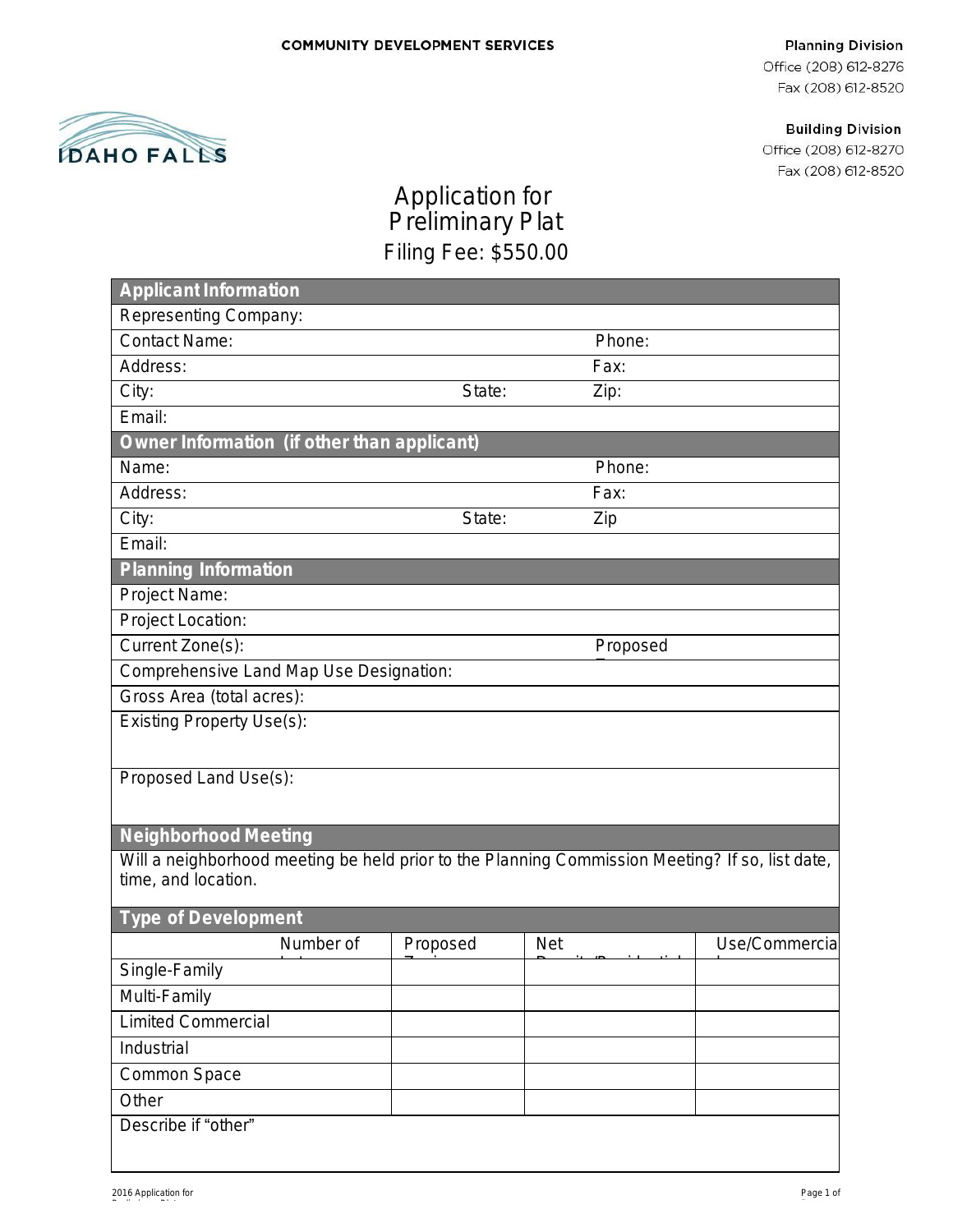COMMUNITY DEVELOPMENT SERVICES

**Planning Division**
Office (208) 612-8276
Fax (208) 612-8520

**Building Division**
Office (208) 612-8270
Fax (208) 612-8520

IDAHO FALLS

# Application for Preliminary Plat

## Filing Fee: $550.00

| **Applicant Information** | | |
|---|---|---|
| Representing Company: | | |
| Contact Name: | | Phone: |
| Address: | | Fax: |
| City: | State: | Zip: |
| Email: | | |
| **Owner Information (if other than applicant)** | | |
| Name: | | Phone: |
| Address: | | Fax: |
| City: | State: | Zip |
| Email: | | |
| **Planning Information** | | |
| Project Name: | | |
| Project Location: | | |
| Current Zone(s): | | Proposed Z |
| Comprehensive Land Map Use Designation: | | |
| Gross Area (total acres): | | |
| Existing Property Use(s): | | |
| Proposed Land Use(s): | | |
| **Neighborhood Meeting** | | |
| Will a neighborhood meeting be held prior to the Planning Commission Meeting? If so, list date, time, and location. | | |

**Type of Development**

| | Number of Lots | Proposed Zoning | Net Density/Residential | Use/Commercial |
|---|---|---|---|---|
| Single-Family | | | | |
| Multi-Family | | | | |
| Limited Commercial | | | | |
| Industrial | | | | |
| Common Space | | | | |
| Other | | | | |

Describe if "other"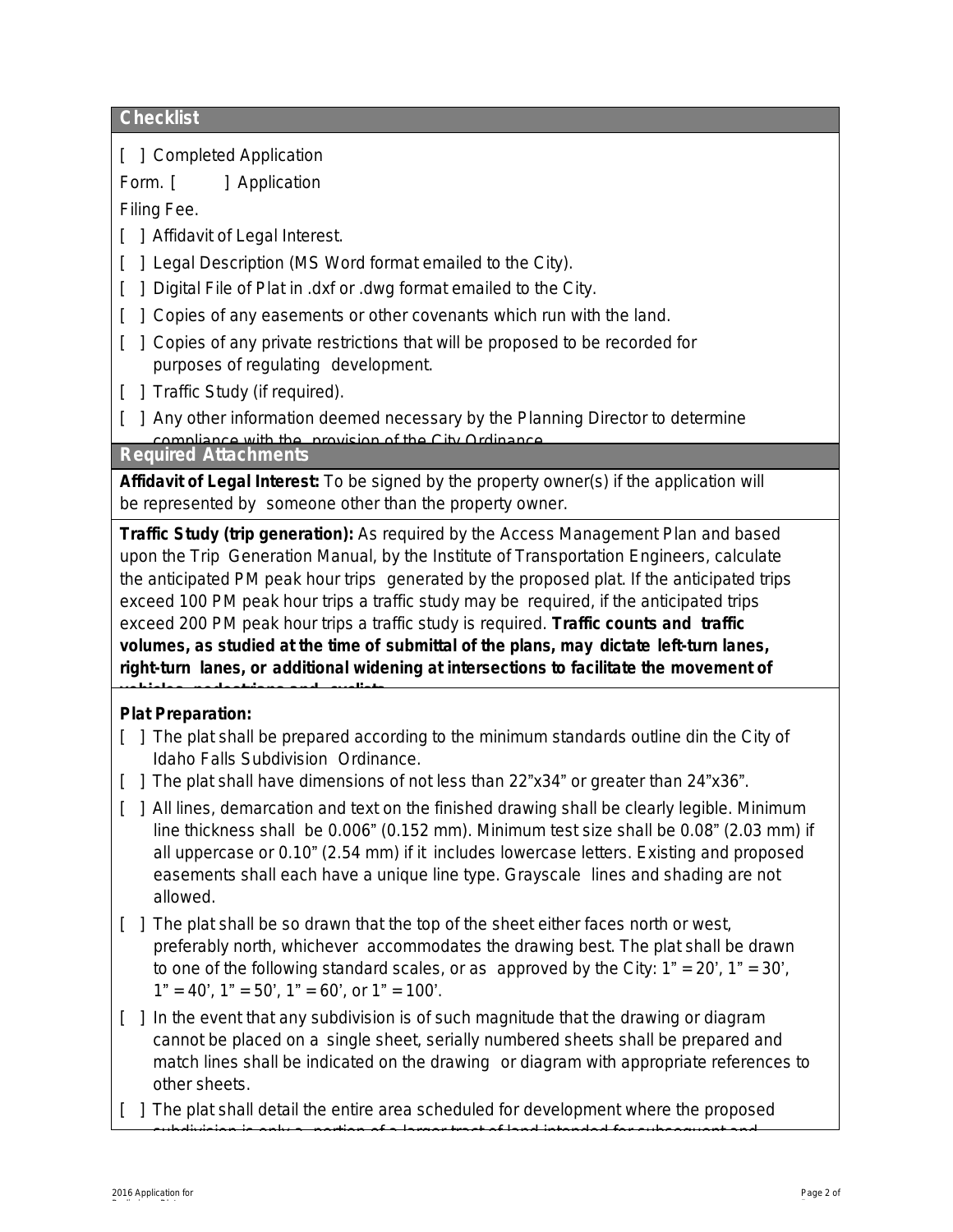## Checklist

[ ] Completed Application Form. [ ] Application Filing Fee.

[ ] Affidavit of Legal Interest.

[ ] Legal Description (MS Word format emailed to the City).

[ ] Digital File of Plat in .dxf or .dwg format emailed to the City.

[ ] Copies of any easements or other covenants which run with the land.

[ ] Copies of any private restrictions that will be proposed to be recorded for purposes of regulating development.

[ ] Traffic Study (if required).

[ ] Any other information deemed necessary by the Planning Director to determine compliance with the provision of the City Ordinance.

## Required Attachments

**Affidavit of Legal Interest:** To be signed by the property owner(s) if the application will be represented by someone other than the property owner.

**Traffic Study (trip generation):** As required by the Access Management Plan and based upon the Trip Generation Manual, by the Institute of Transportation Engineers, calculate the anticipated PM peak hour trips generated by the proposed plat. If the anticipated trips exceed 100 PM peak hour trips a traffic study may be required, if the anticipated trips exceed 200 PM peak hour trips a traffic study is required. **Traffic counts and traffic volumes, as studied at the time of submittal of the plans, may dictate left-turn lanes, right-turn lanes, or additional widening at intersections to facilitate the movement of vehicles, pedestrians and cyclists.**

**Plat Preparation:**

[ ] The plat shall be prepared according to the minimum standards outline din the City of Idaho Falls Subdivision Ordinance.

[ ] The plat shall have dimensions of not less than 22"x34" or greater than 24"x36".

[ ] All lines, demarcation and text on the finished drawing shall be clearly legible. Minimum line thickness shall be 0.006" (0.152 mm). Minimum test size shall be 0.08" (2.03 mm) if all uppercase or 0.10" (2.54 mm) if it includes lowercase letters. Existing and proposed easements shall each have a unique line type. Grayscale lines and shading are not allowed.

[ ] The plat shall be so drawn that the top of the sheet either faces north or west, preferably north, whichever accommodates the drawing best. The plat shall be drawn to one of the following standard scales, or as approved by the City: 1" = 20', 1" = 30', 1" = 40', 1" = 50', 1" = 60', or 1" = 100'.

[ ] In the event that any subdivision is of such magnitude that the drawing or diagram cannot be placed on a single sheet, serially numbered sheets shall be prepared and match lines shall be indicated on the drawing or diagram with appropriate references to other sheets.

[ ] The plat shall detail the entire area scheduled for development where the proposed subdivision is only a portion of a larger tract of land intended for subsequent and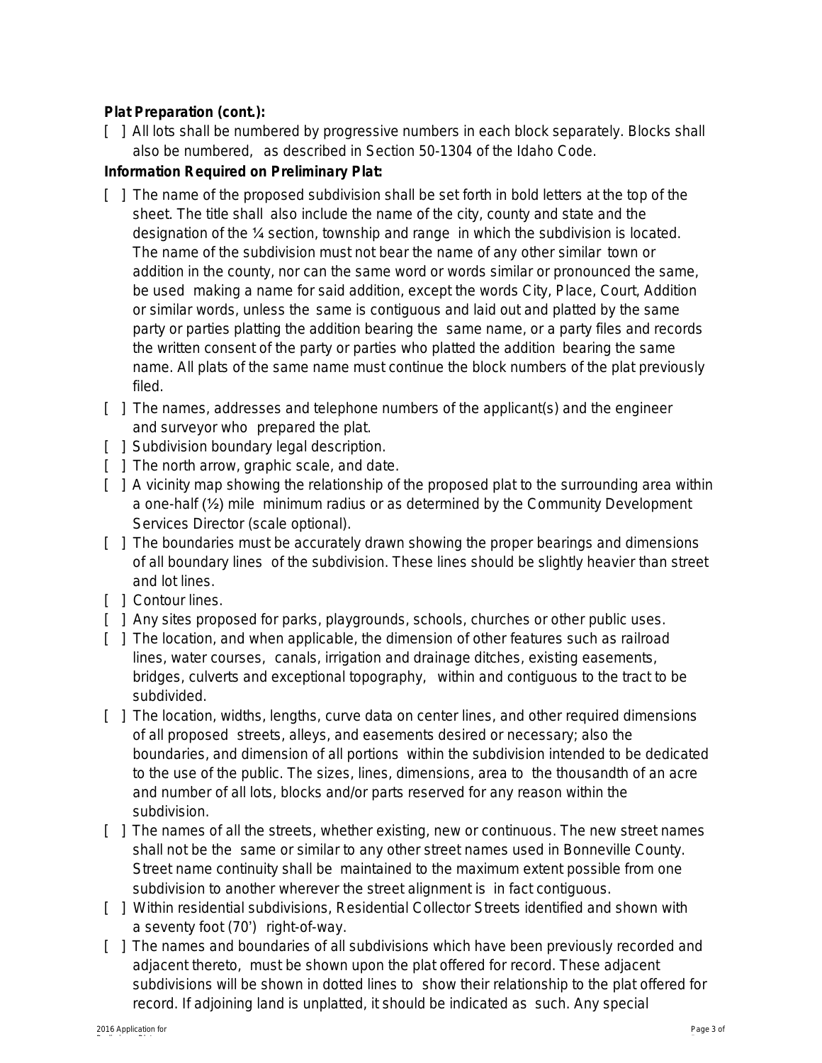**Plat Preparation (cont.):**

[ ] All lots shall be numbered by progressive numbers in each block separately. Blocks shall also be numbered, as described in Section 50-1304 of the Idaho Code.

**Information Required on Preliminary Plat:**

[ ] The name of the proposed subdivision shall be set forth in bold letters at the top of the sheet. The title shall also include the name of the city, county and state and the designation of the ¼ section, township and range in which the subdivision is located. The name of the subdivision must not bear the name of any other similar town or addition in the county, nor can the same word or words similar or pronounced the same, be used making a name for said addition, except the words City, Place, Court, Addition or similar words, unless the same is contiguous and laid out and platted by the same party or parties platting the addition bearing the same name, or a party files and records the written consent of the party or parties who platted the addition bearing the same name. All plats of the same name must continue the block numbers of the plat previously filed.

[ ] The names, addresses and telephone numbers of the applicant(s) and the engineer and surveyor who prepared the plat.

[ ] Subdivision boundary legal description.

[ ] The north arrow, graphic scale, and date.

[ ] A vicinity map showing the relationship of the proposed plat to the surrounding area within a one-half (½) mile minimum radius or as determined by the Community Development Services Director (scale optional).

[ ] The boundaries must be accurately drawn showing the proper bearings and dimensions of all boundary lines of the subdivision. These lines should be slightly heavier than street and lot lines.

[ ] Contour lines.

[ ] Any sites proposed for parks, playgrounds, schools, churches or other public uses.

[ ] The location, and when applicable, the dimension of other features such as railroad lines, water courses, canals, irrigation and drainage ditches, existing easements, bridges, culverts and exceptional topography, within and contiguous to the tract to be subdivided.

[ ] The location, widths, lengths, curve data on center lines, and other required dimensions of all proposed streets, alleys, and easements desired or necessary; also the boundaries, and dimension of all portions within the subdivision intended to be dedicated to the use of the public. The sizes, lines, dimensions, area to the thousandth of an acre and number of all lots, blocks and/or parts reserved for any reason within the subdivision.

[ ] The names of all the streets, whether existing, new or continuous. The new street names shall not be the same or similar to any other street names used in Bonneville County. Street name continuity shall be maintained to the maximum extent possible from one subdivision to another wherever the street alignment is in fact contiguous.

[ ] Within residential subdivisions, Residential Collector Streets identified and shown with a seventy foot (70') right-of-way.

[ ] The names and boundaries of all subdivisions which have been previously recorded and adjacent thereto, must be shown upon the plat offered for record. These adjacent subdivisions will be shown in dotted lines to show their relationship to the plat offered for record. If adjoining land is unplatted, it should be indicated as such. Any special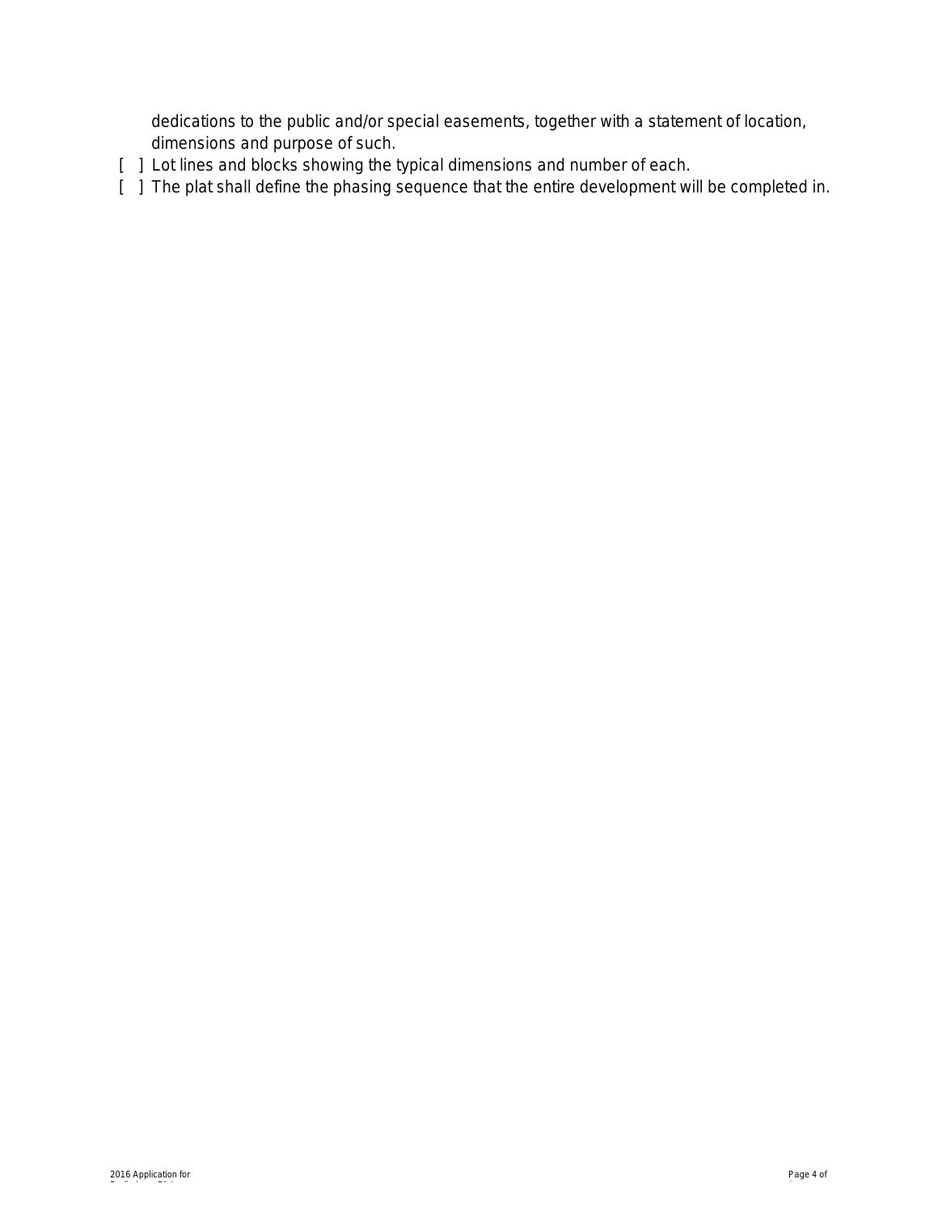dedications to the public and/or special easements, together with a statement of location, dimensions and purpose of such.

- [ ] Lot lines and blocks showing the typical dimensions and number of each.
- [ ] The plat shall define the phasing sequence that the entire development will be completed in.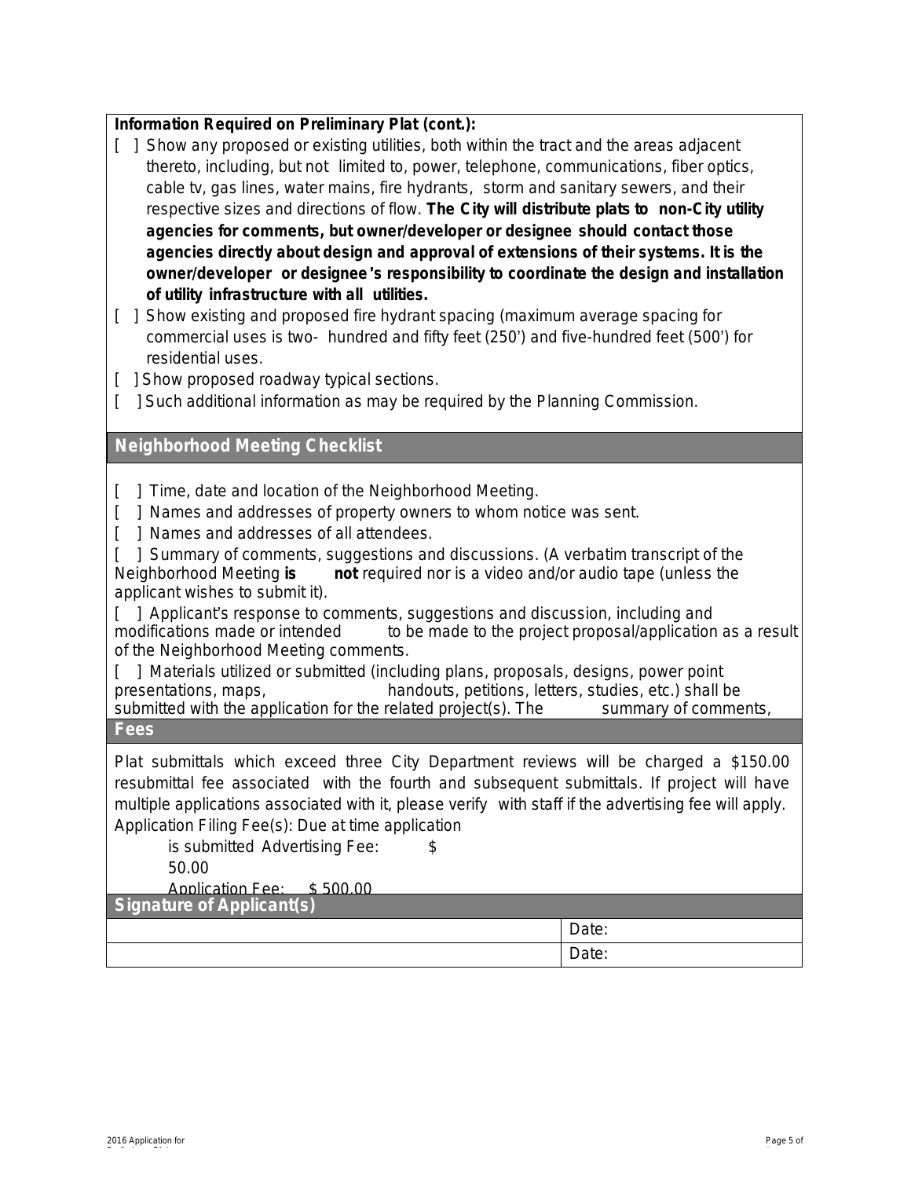**Information Required on Preliminary Plat (cont.):**

[ ] Show any proposed or existing utilities, both within the tract and the areas adjacent thereto, including, but not limited to, power, telephone, communications, fiber optics, cable tv, gas lines, water mains, fire hydrants, storm and sanitary sewers, and their respective sizes and directions of flow. **The City will distribute plats to non-City utility agencies for comments, but owner/developer or designee should contact those agencies directly about design and approval of extensions of their systems. It is the owner/developer or designee's responsibility to coordinate the design and installation of utility infrastructure with all utilities.**

[ ] Show existing and proposed fire hydrant spacing (maximum average spacing for commercial uses is two- hundred and fifty feet (250') and five-hundred feet (500') for residential uses.

[ ] Show proposed roadway typical sections.

[ ] Such additional information as may be required by the Planning Commission.

## Neighborhood Meeting Checklist

[ ] Time, date and location of the Neighborhood Meeting.

[ ] Names and addresses of property owners to whom notice was sent.

[ ] Names and addresses of all attendees.

[ ] Summary of comments, suggestions and discussions. (A verbatim transcript of the Neighborhood Meeting **is not** required nor is a video and/or audio tape (unless the applicant wishes to submit it).

[ ] Applicant's response to comments, suggestions and discussion, including and modifications made or intended to be made to the project proposal/application as a result of the Neighborhood Meeting comments.

[ ] Materials utilized or submitted (including plans, proposals, designs, power point presentations, maps, handouts, petitions, letters, studies, etc.) shall be submitted with the application for the related project(s). The summary of comments,

## Fees

Plat submittals which exceed three City Department reviews will be charged a $150.00 resubmittal fee associated with the fourth and subsequent submittals. If project will have multiple applications associated with it, please verify with staff if the advertising fee will apply.

Application Filing Fee(s): Due at time application is submitted Advertising Fee: $ 50.00

Application Fee: $ 500.00

## Signature of Applicant(s)

| | |
|---|---|
| | Date: |
| | Date: |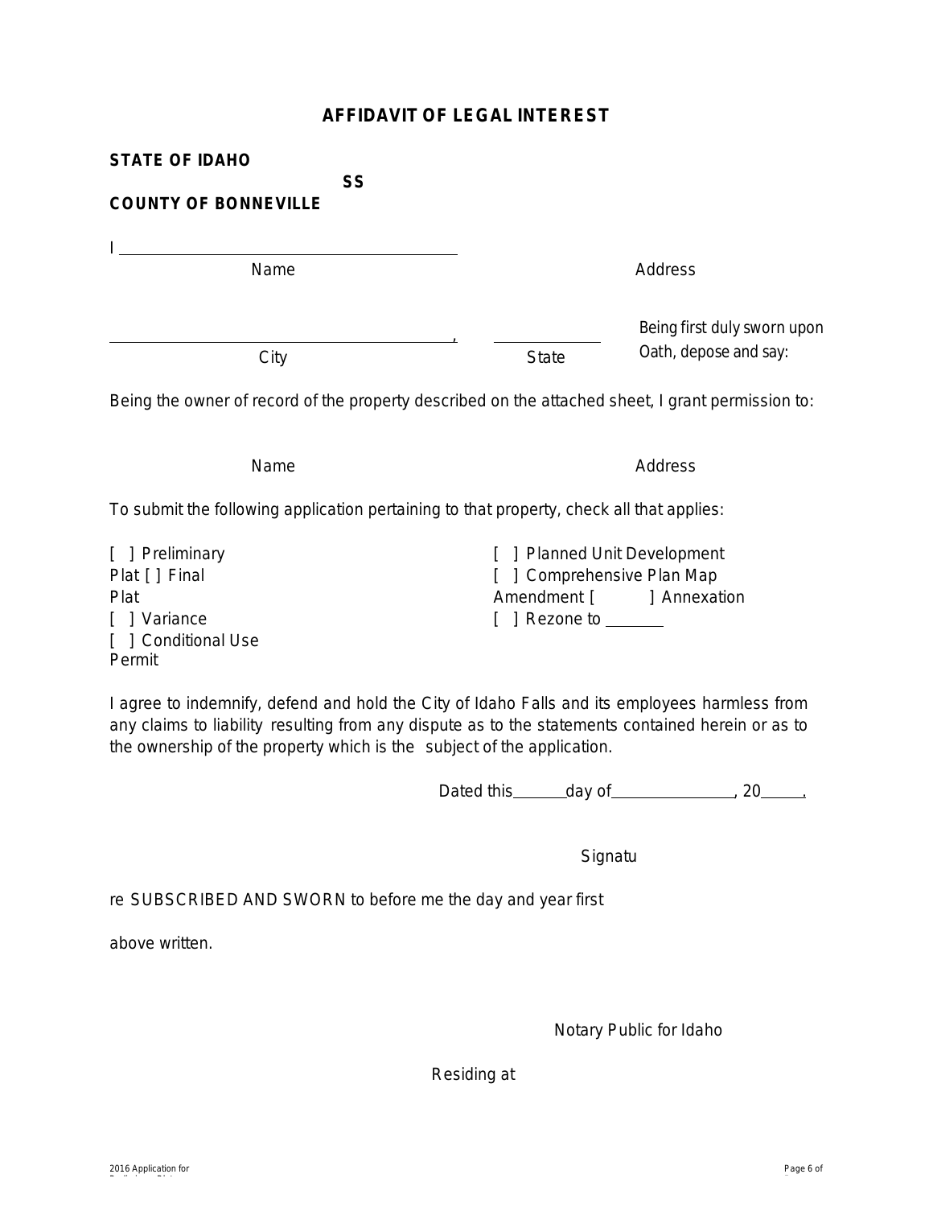## AFFIDAVIT OF LEGAL INTEREST

**STATE OF IDAHO**

**SS**

**COUNTY OF BONNEVILLE**

I ______________________________________________

Name                                                                                    Address

______________________________________________, ______________ Being first duly sworn upon Oath, depose and say:

City                                                                                    State

Being the owner of record of the property described on the attached sheet, I grant permission to:

Name                                                                                    Address

To submit the following application pertaining to that property, check all that applies:

[ ] Preliminary Plat
[ ] Final Plat
[ ] Variance
[ ] Conditional Use Permit
[ ] Planned Unit Development
[ ] Comprehensive Plan Map Amendment
[ ] Annexation
[ ] Rezone to _______

I agree to indemnify, defend and hold the City of Idaho Falls and its employees harmless from any claims to liability resulting from any dispute as to the statements contained herein or as to the ownership of the property which is the subject of the application.

Dated this ______ day of _______________, 20_____.

Signature

SUBSCRIBED AND SWORN to before me the day and year first above written.

Notary Public for Idaho

Residing at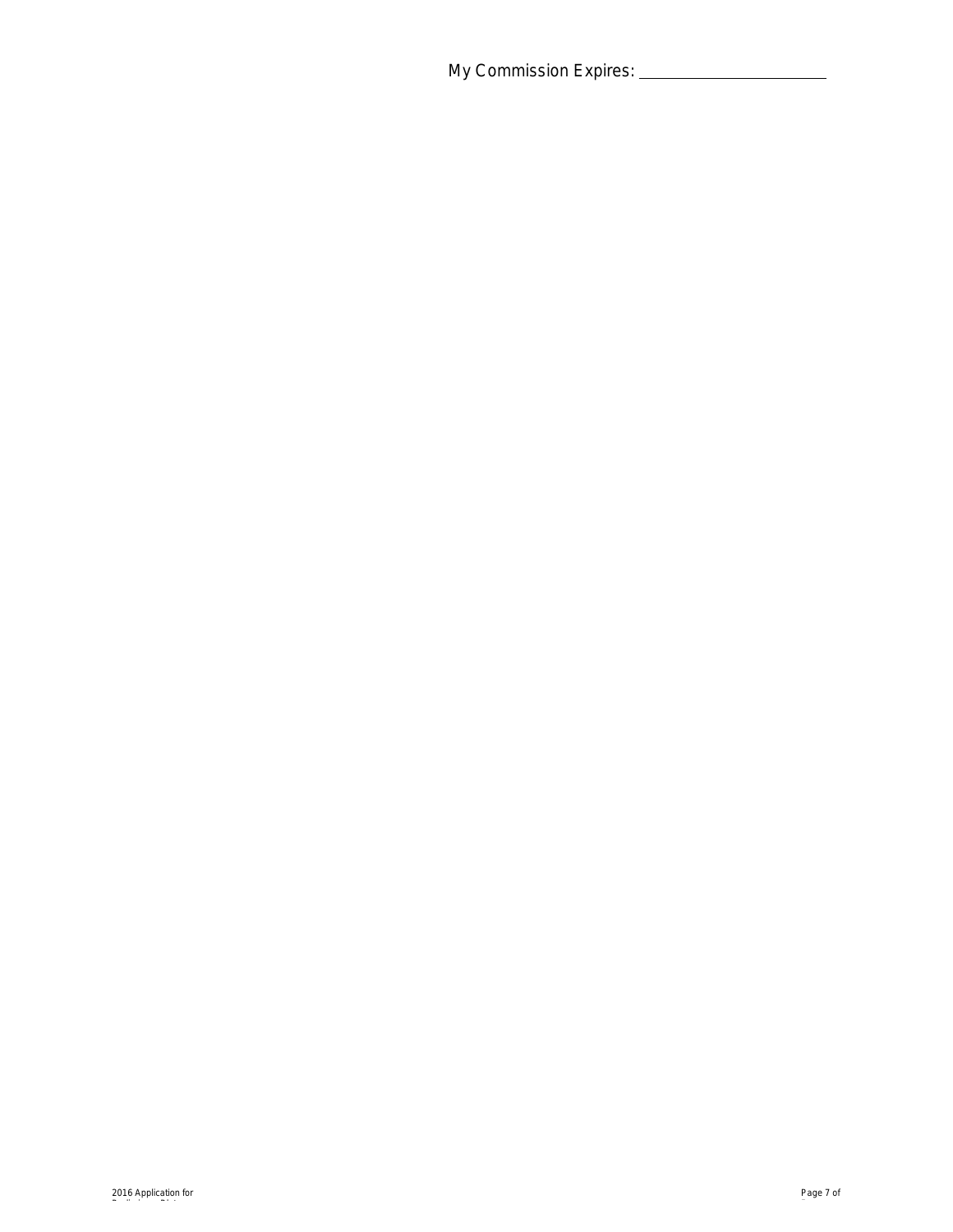My Commission Expires: ______________________